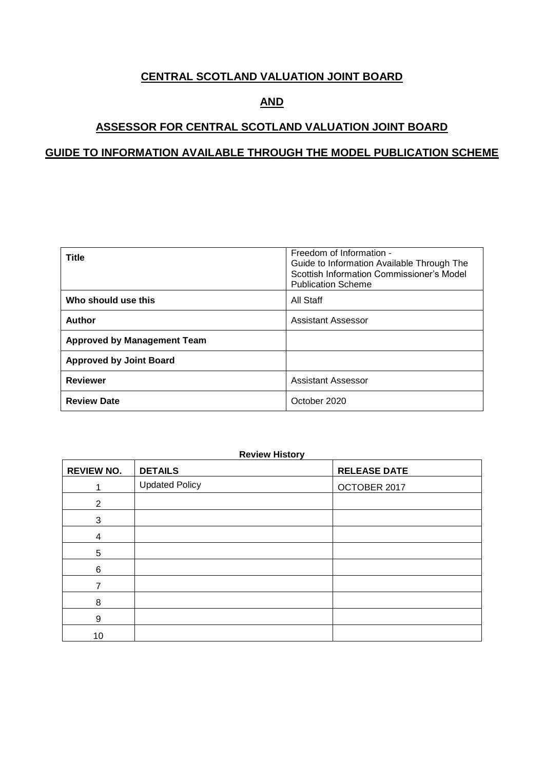# CENTRAL SCOTLAND VALUATION JOINT BOARD

# AND

# ASSESSOR FOR CENTRAL SCOTLAND VALUATION JOINT BOARD

# GUIDE TO INFORMATION AVAILABLE THROUGH THE MODEL PUBLICATION SCHEME

| | |
|---|---|
| **Title** | Freedom of Information - Guide to Information Available Through The Scottish Information Commissioner's Model Publication Scheme |
| **Who should use this** | All Staff |
| **Author** | Assistant Assessor |
| **Approved by Management Team** | |
| **Approved by Joint Board** | |
| **Reviewer** | Assistant Assessor |
| **Review Date** | October 2020 |

**Review History**

| REVIEW NO. | DETAILS | RELEASE DATE |
|---|---|---|
| 1 | Updated Policy | OCTOBER 2017 |
| 2 | | |
| 3 | | |
| 4 | | |
| 5 | | |
| 6 | | |
| 7 | | |
| 8 | | |
| 9 | | |
| 10 | | |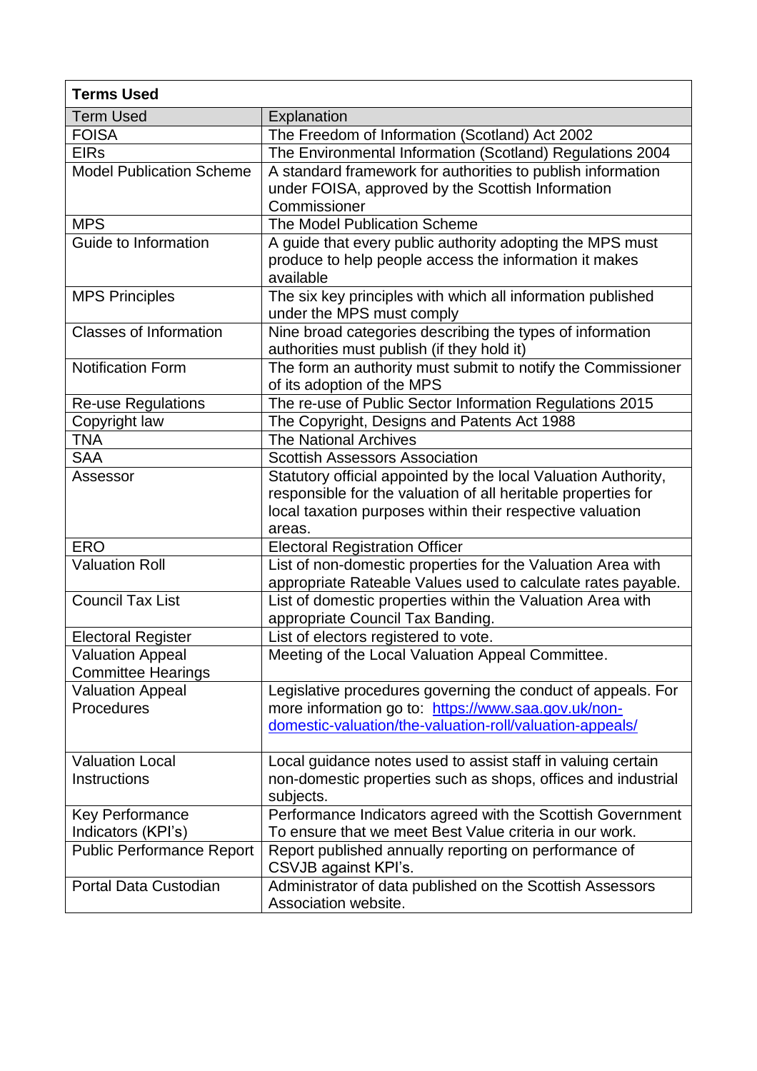**Terms Used**

| Term Used | Explanation |
|---|---|
| FOISA | The Freedom of Information (Scotland) Act 2002 |
| EIRs | The Environmental Information (Scotland) Regulations 2004 |
| Model Publication Scheme | A standard framework for authorities to publish information under FOISA, approved by the Scottish Information Commissioner |
| MPS | The Model Publication Scheme |
| Guide to Information | A guide that every public authority adopting the MPS must produce to help people access the information it makes available |
| MPS Principles | The six key principles with which all information published under the MPS must comply |
| Classes of Information | Nine broad categories describing the types of information authorities must publish (if they hold it) |
| Notification Form | The form an authority must submit to notify the Commissioner of its adoption of the MPS |
| Re-use Regulations | The re-use of Public Sector Information Regulations 2015 |
| Copyright law | The Copyright, Designs and Patents Act 1988 |
| TNA | The National Archives |
| SAA | Scottish Assessors Association |
| Assessor | Statutory official appointed by the local Valuation Authority, responsible for the valuation of all heritable properties for local taxation purposes within their respective valuation areas. |
| ERO | Electoral Registration Officer |
| Valuation Roll | List of non-domestic properties for the Valuation Area with appropriate Rateable Values used to calculate rates payable. |
| Council Tax List | List of domestic properties within the Valuation Area with appropriate Council Tax Banding. |
| Electoral Register | List of electors registered to vote. |
| Valuation Appeal Committee Hearings | Meeting of the Local Valuation Appeal Committee. |
| Valuation Appeal Procedures | Legislative procedures governing the conduct of appeals. For more information go to: [https://www.saa.gov.uk/non-domestic-valuation/the-valuation-roll/valuation-appeals/](https://www.saa.gov.uk/non-domestic-valuation/the-valuation-roll/valuation-appeals/) |
| Valuation Local Instructions | Local guidance notes used to assist staff in valuing certain non-domestic properties such as shops, offices and industrial subjects. |
| Key Performance Indicators (KPI's) | Performance Indicators agreed with the Scottish Government To ensure that we meet Best Value criteria in our work. |
| Public Performance Report | Report published annually reporting on performance of CSVJB against KPI's. |
| Portal Data Custodian | Administrator of data published on the Scottish Assessors Association website. |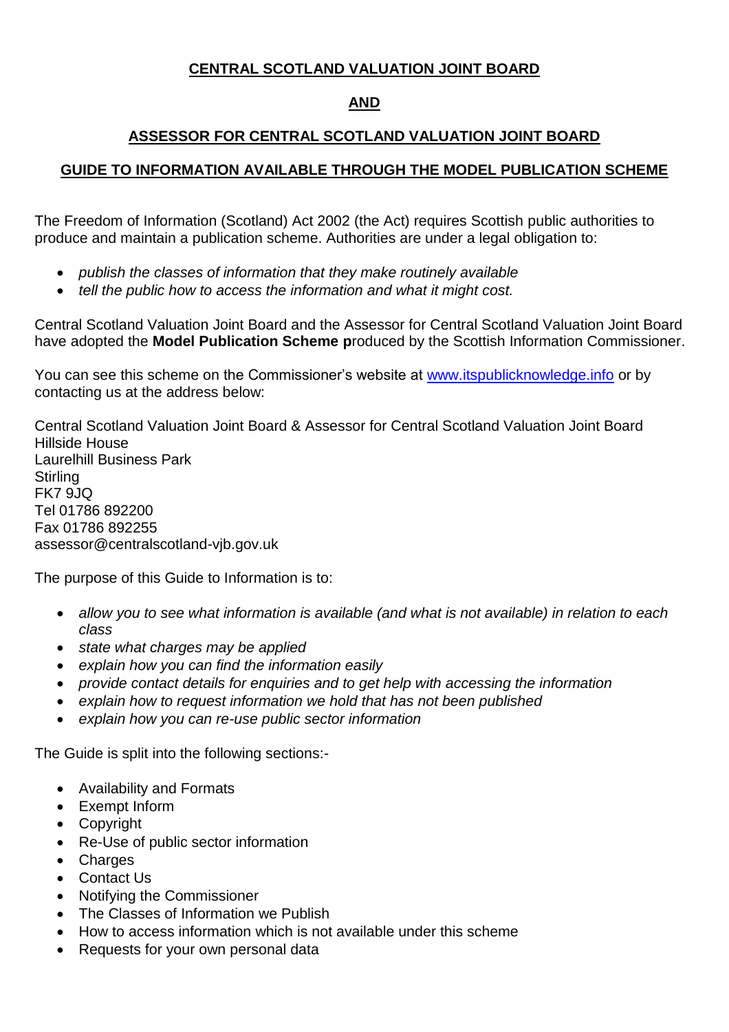**CENTRAL SCOTLAND VALUATION JOINT BOARD**

**AND**

**ASSESSOR FOR CENTRAL SCOTLAND VALUATION JOINT BOARD**

**GUIDE TO INFORMATION AVAILABLE THROUGH THE MODEL PUBLICATION SCHEME**

The Freedom of Information (Scotland) Act 2002 (the Act) requires Scottish public authorities to produce and maintain a publication scheme. Authorities are under a legal obligation to:

- *publish the classes of information that they make routinely available*
- *tell the public how to access the information and what it might cost.*

Central Scotland Valuation Joint Board and the Assessor for Central Scotland Valuation Joint Board have adopted the **Model Publication Scheme p**roduced by the Scottish Information Commissioner.

You can see this scheme on the Commissioner's website at [www.itspublicknowledge.info](www.itspublicknowledge.info) or by contacting us at the address below:

Central Scotland Valuation Joint Board & Assessor for Central Scotland Valuation Joint Board
Hillside House
Laurelhill Business Park
Stirling
FK7 9JQ
Tel 01786 892200
Fax 01786 892255
assessor@centralscotland-vjb.gov.uk

The purpose of this Guide to Information is to:

- *allow you to see what information is available (and what is not available) in relation to each class*
- *state what charges may be applied*
- *explain how you can find the information easily*
- *provide contact details for enquiries and to get help with accessing the information*
- *explain how to request information we hold that has not been published*
- *explain how you can re-use public sector information*

The Guide is split into the following sections:-

- Availability and Formats
- Exempt Inform
- Copyright
- Re-Use of public sector information
- Charges
- Contact Us
- Notifying the Commissioner
- The Classes of Information we Publish
- How to access information which is not available under this scheme
- Requests for your own personal data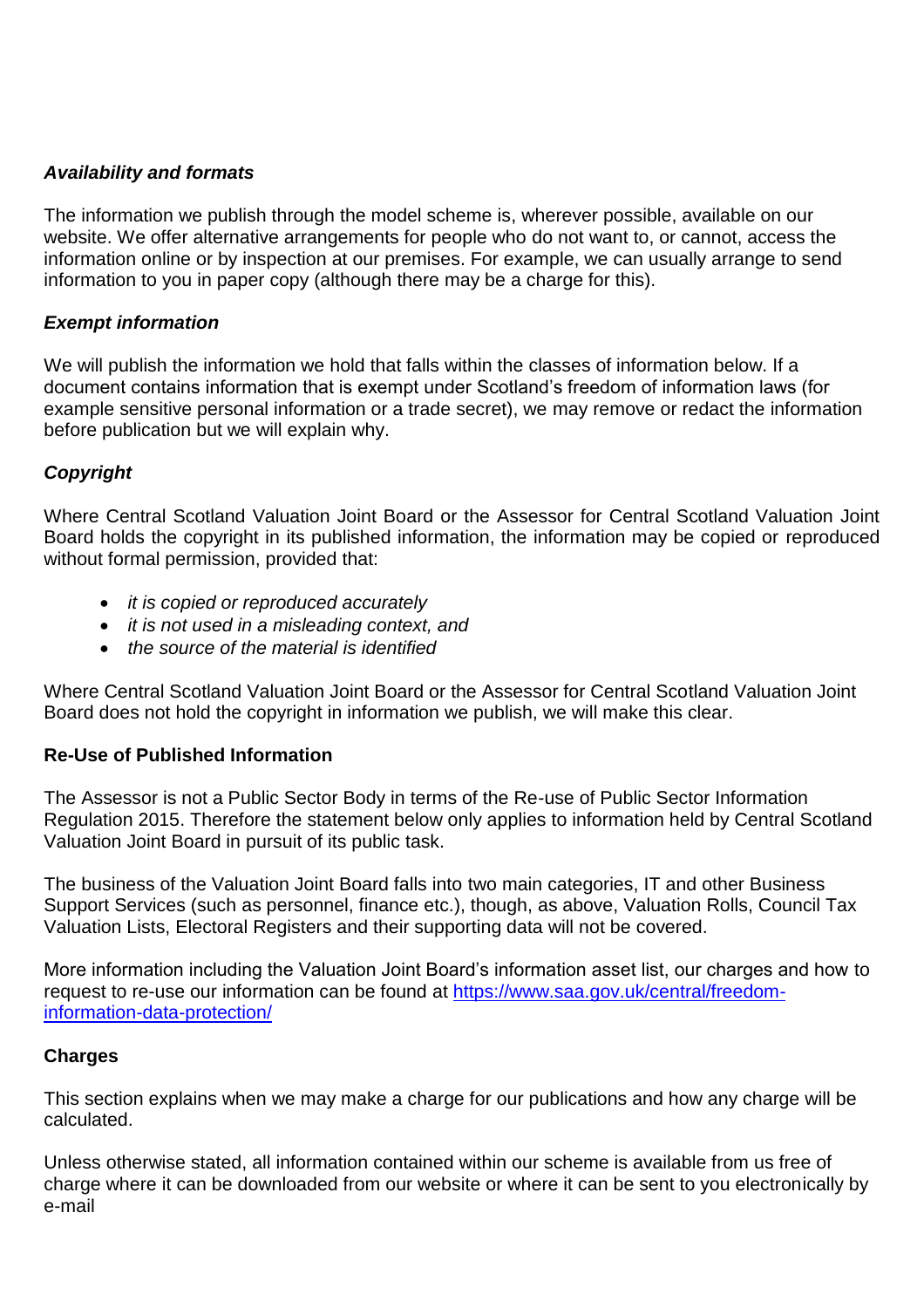***Availability and formats***

The information we publish through the model scheme is, wherever possible, available on our website. We offer alternative arrangements for people who do not want to, or cannot, access the information online or by inspection at our premises. For example, we can usually arrange to send information to you in paper copy (although there may be a charge for this).

***Exempt information***

We will publish the information we hold that falls within the classes of information below. If a document contains information that is exempt under Scotland's freedom of information laws (for example sensitive personal information or a trade secret), we may remove or redact the information before publication but we will explain why.

***Copyright***

Where Central Scotland Valuation Joint Board or the Assessor for Central Scotland Valuation Joint Board holds the copyright in its published information, the information may be copied or reproduced without formal permission, provided that:

- *it is copied or reproduced accurately*
- *it is not used in a misleading context, and*
- *the source of the material is identified*

Where Central Scotland Valuation Joint Board or the Assessor for Central Scotland Valuation Joint Board does not hold the copyright in information we publish, we will make this clear.

**Re-Use of Published Information**

The Assessor is not a Public Sector Body in terms of the Re-use of Public Sector Information Regulation 2015. Therefore the statement below only applies to information held by Central Scotland Valuation Joint Board in pursuit of its public task.

The business of the Valuation Joint Board falls into two main categories, IT and other Business Support Services (such as personnel, finance etc.), though, as above, Valuation Rolls, Council Tax Valuation Lists, Electoral Registers and their supporting data will not be covered.

More information including the Valuation Joint Board's information asset list, our charges and how to request to re-use our information can be found at [https://www.saa.gov.uk/central/freedom-information-data-protection/](https://www.saa.gov.uk/central/freedom-information-data-protection/)

**Charges**

This section explains when we may make a charge for our publications and how any charge will be calculated.

Unless otherwise stated, all information contained within our scheme is available from us free of charge where it can be downloaded from our website or where it can be sent to you electronically by e-mail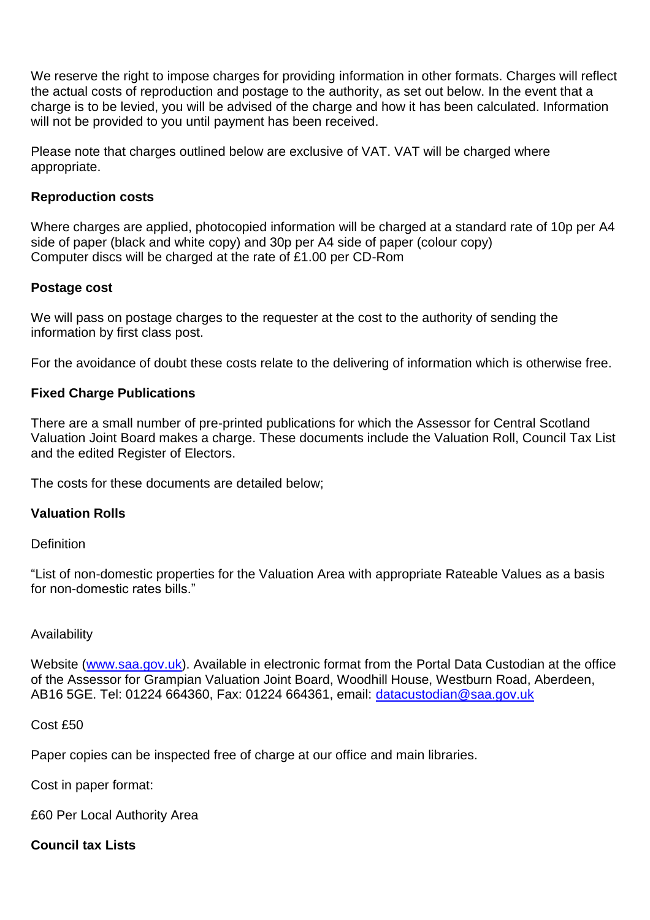We reserve the right to impose charges for providing information in other formats. Charges will reflect the actual costs of reproduction and postage to the authority, as set out below. In the event that a charge is to be levied, you will be advised of the charge and how it has been calculated. Information will not be provided to you until payment has been received.

Please note that charges outlined below are exclusive of VAT. VAT will be charged where appropriate.

**Reproduction costs**

Where charges are applied, photocopied information will be charged at a standard rate of 10p per A4 side of paper (black and white copy) and 30p per A4 side of paper (colour copy)
Computer discs will be charged at the rate of £1.00 per CD-Rom

**Postage cost**

We will pass on postage charges to the requester at the cost to the authority of sending the information by first class post.

For the avoidance of doubt these costs relate to the delivering of information which is otherwise free.

**Fixed Charge Publications**

There are a small number of pre-printed publications for which the Assessor for Central Scotland Valuation Joint Board makes a charge. These documents include the Valuation Roll, Council Tax List and the edited Register of Electors.

The costs for these documents are detailed below;

**Valuation Rolls**

Definition

"List of non-domestic properties for the Valuation Area with appropriate Rateable Values as a basis for non-domestic rates bills."

Availability

Website (www.saa.gov.uk). Available in electronic format from the Portal Data Custodian at the office of the Assessor for Grampian Valuation Joint Board, Woodhill House, Westburn Road, Aberdeen, AB16 5GE. Tel: 01224 664360, Fax: 01224 664361, email: datacustodian@saa.gov.uk

Cost £50

Paper copies can be inspected free of charge at our office and main libraries.

Cost in paper format:

£60 Per Local Authority Area

**Council tax Lists**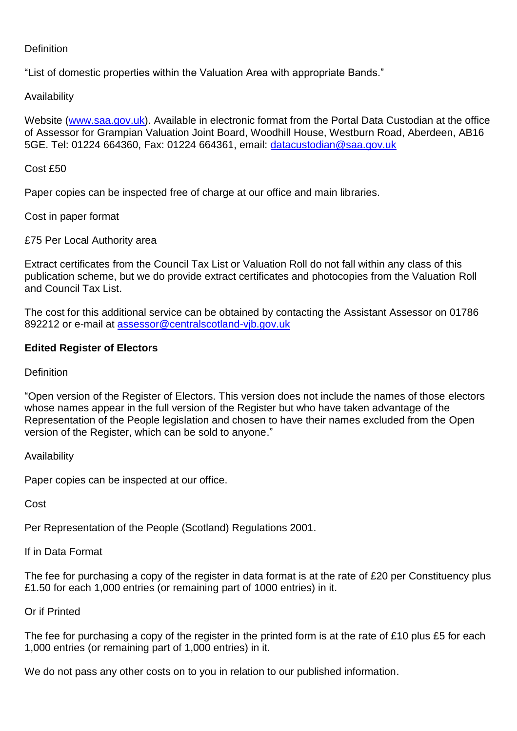Definition

"List of domestic properties within the Valuation Area with appropriate Bands."

Availability

Website ([www.saa.gov.uk](http://www.saa.gov.uk)). Available in electronic format from the Portal Data Custodian at the office of Assessor for Grampian Valuation Joint Board, Woodhill House, Westburn Road, Aberdeen, AB16 5GE. Tel: 01224 664360, Fax: 01224 664361, email: [datacustodian@saa.gov.uk](mailto:datacustodian@saa.gov.uk)

Cost £50

Paper copies can be inspected free of charge at our office and main libraries.

Cost in paper format

£75 Per Local Authority area

Extract certificates from the Council Tax List or Valuation Roll do not fall within any class of this publication scheme, but we do provide extract certificates and photocopies from the Valuation Roll and Council Tax List.

The cost for this additional service can be obtained by contacting the Assistant Assessor on 01786 892212 or e-mail at [assessor@centralscotland-vjb.gov.uk](mailto:assessor@centralscotland-vjb.gov.uk)

**Edited Register of Electors**

Definition

"Open version of the Register of Electors. This version does not include the names of those electors whose names appear in the full version of the Register but who have taken advantage of the Representation of the People legislation and chosen to have their names excluded from the Open version of the Register, which can be sold to anyone."

Availability

Paper copies can be inspected at our office.

Cost

Per Representation of the People (Scotland) Regulations 2001.

If in Data Format

The fee for purchasing a copy of the register in data format is at the rate of £20 per Constituency plus £1.50 for each 1,000 entries (or remaining part of 1000 entries) in it.

Or if Printed

The fee for purchasing a copy of the register in the printed form is at the rate of £10 plus £5 for each 1,000 entries (or remaining part of 1,000 entries) in it.

We do not pass any other costs on to you in relation to our published information.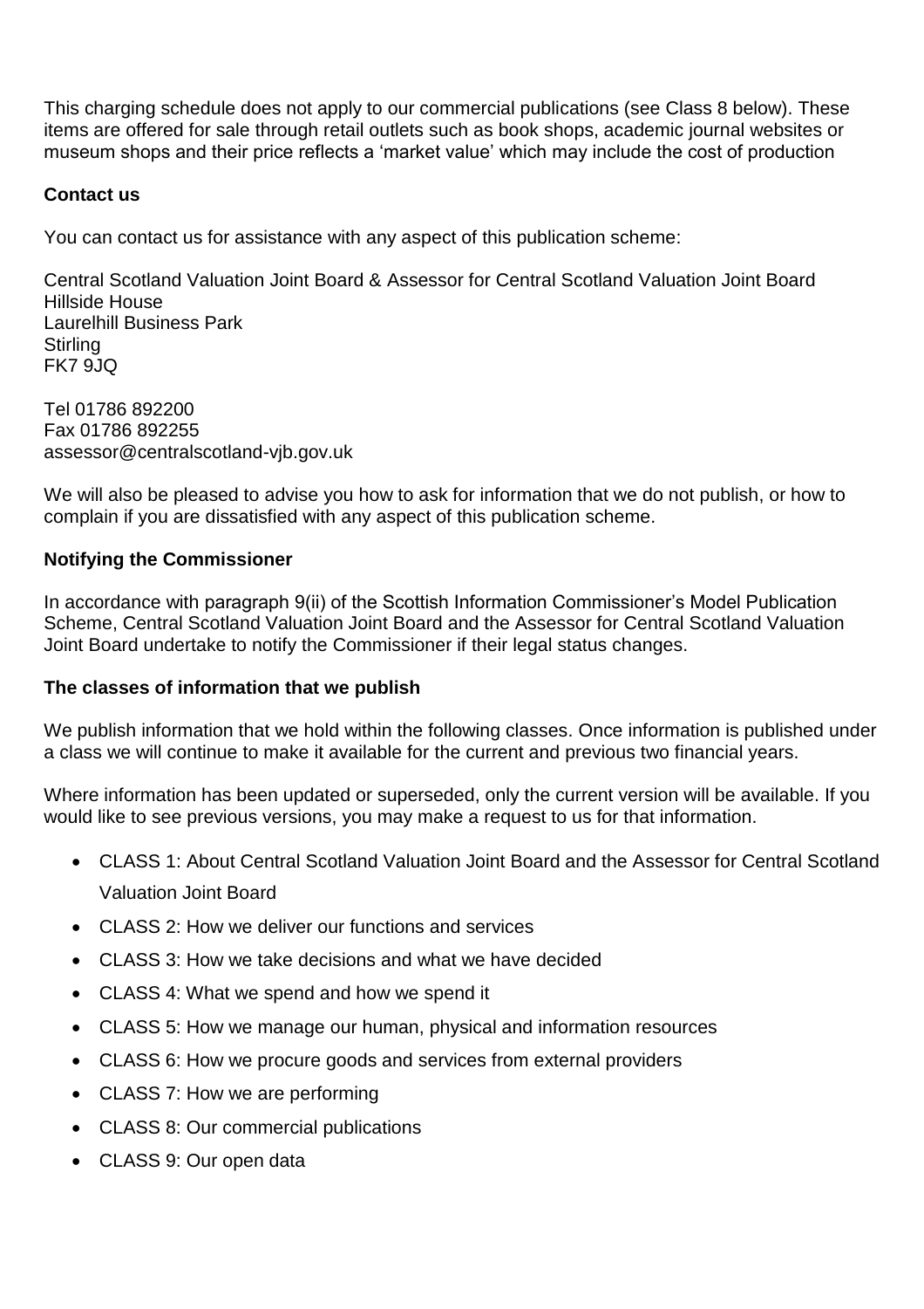This charging schedule does not apply to our commercial publications (see Class 8 below). These items are offered for sale through retail outlets such as book shops, academic journal websites or museum shops and their price reflects a 'market value' which may include the cost of production

### Contact us

You can contact us for assistance with any aspect of this publication scheme:

Central Scotland Valuation Joint Board & Assessor for Central Scotland Valuation Joint Board
Hillside House
Laurelhill Business Park
Stirling
FK7 9JQ

Tel 01786 892200
Fax 01786 892255
assessor@centralscotland-vjb.gov.uk

We will also be pleased to advise you how to ask for information that we do not publish, or how to complain if you are dissatisfied with any aspect of this publication scheme.

### Notifying the Commissioner

In accordance with paragraph 9(ii) of the Scottish Information Commissioner's Model Publication Scheme, Central Scotland Valuation Joint Board and the Assessor for Central Scotland Valuation Joint Board undertake to notify the Commissioner if their legal status changes.

### The classes of information that we publish

We publish information that we hold within the following classes. Once information is published under a class we will continue to make it available for the current and previous two financial years.

Where information has been updated or superseded, only the current version will be available. If you would like to see previous versions, you may make a request to us for that information.

- CLASS 1: About Central Scotland Valuation Joint Board and the Assessor for Central Scotland Valuation Joint Board
- CLASS 2: How we deliver our functions and services
- CLASS 3: How we take decisions and what we have decided
- CLASS 4: What we spend and how we spend it
- CLASS 5: How we manage our human, physical and information resources
- CLASS 6: How we procure goods and services from external providers
- CLASS 7: How we are performing
- CLASS 8: Our commercial publications
- CLASS 9: Our open data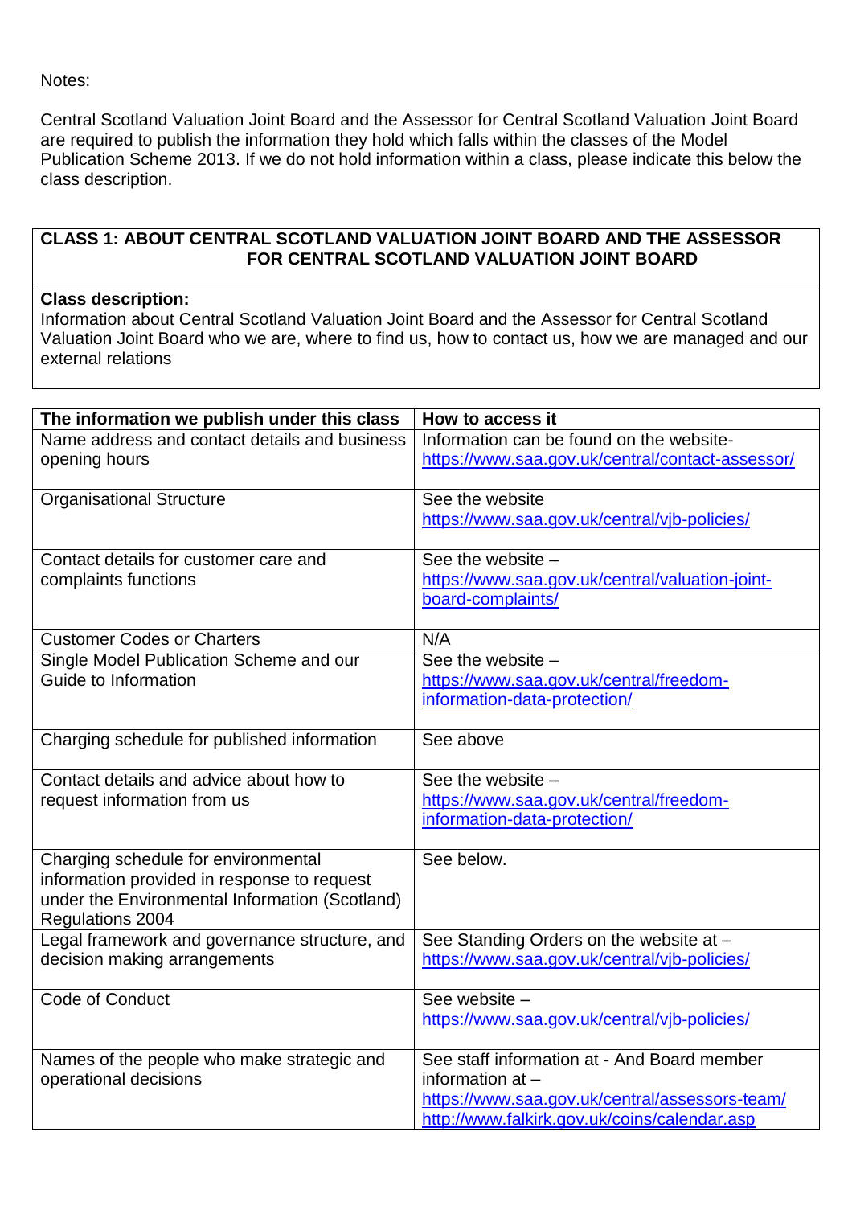Notes:

Central Scotland Valuation Joint Board and the Assessor for Central Scotland Valuation Joint Board are required to publish the information they hold which falls within the classes of the Model Publication Scheme 2013. If we do not hold information within a class, please indicate this below the class description.

## CLASS 1: ABOUT CENTRAL SCOTLAND VALUATION JOINT BOARD AND THE ASSESSOR FOR CENTRAL SCOTLAND VALUATION JOINT BOARD

**Class description:**
Information about Central Scotland Valuation Joint Board and the Assessor for Central Scotland Valuation Joint Board who we are, where to find us, how to contact us, how we are managed and our external relations

| The information we publish under this class | How to access it |
|---|---|
| Name address and contact details and business opening hours | Information can be found on the website- https://www.saa.gov.uk/central/contact-assessor/ |
| Organisational Structure | See the website https://www.saa.gov.uk/central/vjb-policies/ |
| Contact details for customer care and complaints functions | See the website – https://www.saa.gov.uk/central/valuation-joint-board-complaints/ |
| Customer Codes or Charters | N/A |
| Single Model Publication Scheme and our Guide to Information | See the website – https://www.saa.gov.uk/central/freedom-information-data-protection/ |
| Charging schedule for published information | See above |
| Contact details and advice about how to request information from us | See the website – https://www.saa.gov.uk/central/freedom-information-data-protection/ |
| Charging schedule for environmental information provided in response to request under the Environmental Information (Scotland) Regulations 2004 | See below. |
| Legal framework and governance structure, and decision making arrangements | See Standing Orders on the website at – https://www.saa.gov.uk/central/vjb-policies/ |
| Code of Conduct | See website – https://www.saa.gov.uk/central/vjb-policies/ |
| Names of the people who make strategic and operational decisions | See staff information at - And Board member information at – https://www.saa.gov.uk/central/assessors-team/ http://www.falkirk.gov.uk/coins/calendar.asp |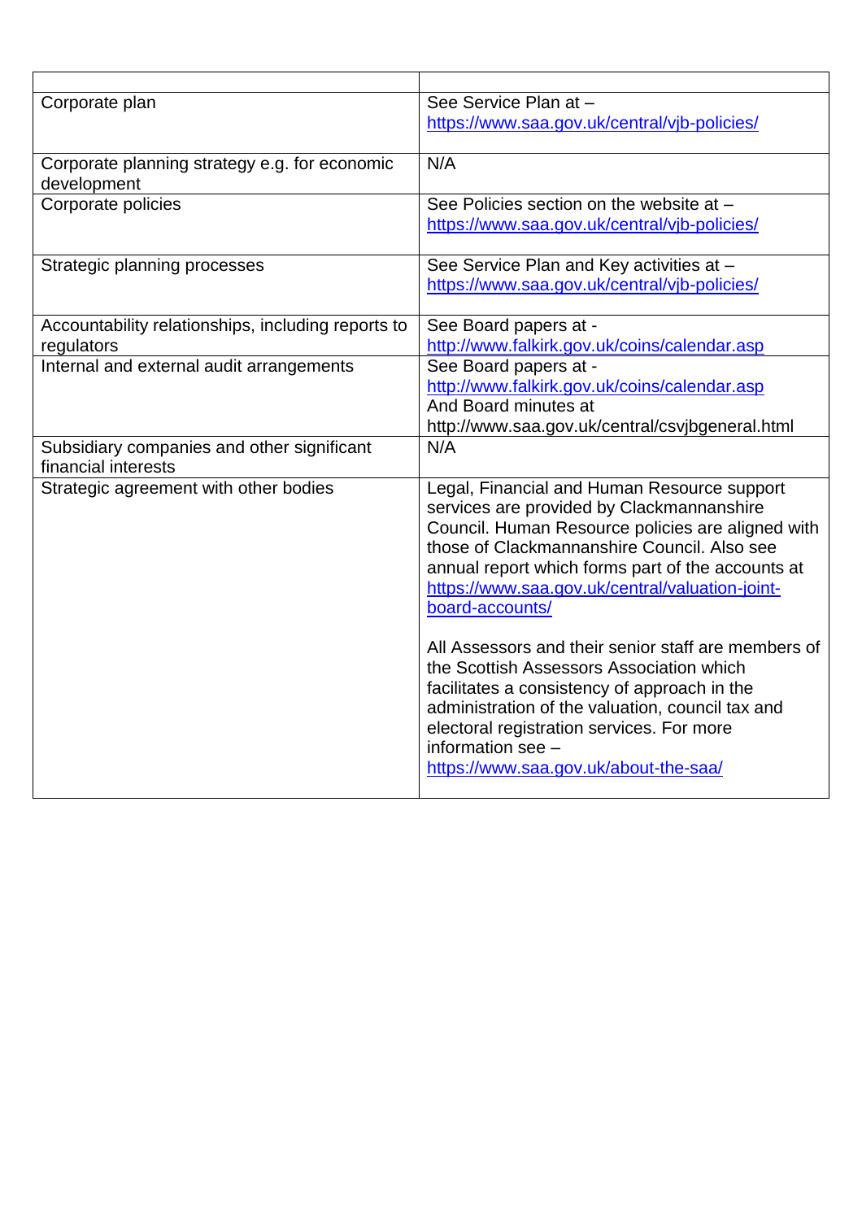| | |
|---|---|
| Corporate plan | See Service Plan at – https://www.saa.gov.uk/central/vjb-policies/ |
| Corporate planning strategy e.g. for economic development | N/A |
| Corporate policies | See Policies section on the website at – https://www.saa.gov.uk/central/vjb-policies/ |
| Strategic planning processes | See Service Plan and Key activities at – https://www.saa.gov.uk/central/vjb-policies/ |
| Accountability relationships, including reports to regulators | See Board papers at - http://www.falkirk.gov.uk/coins/calendar.asp |
| Internal and external audit arrangements | See Board papers at - http://www.falkirk.gov.uk/coins/calendar.asp And Board minutes at http://www.saa.gov.uk/central/csvjbgeneral.html |
| Subsidiary companies and other significant financial interests | N/A |
| Strategic agreement with other bodies | Legal, Financial and Human Resource support services are provided by Clackmannanshire Council. Human Resource policies are aligned with those of Clackmannanshire Council. Also see annual report which forms part of the accounts at https://www.saa.gov.uk/central/valuation-joint-board-accounts/ <br><br> All Assessors and their senior staff are members of the Scottish Assessors Association which facilitates a consistency of approach in the administration of the valuation, council tax and electoral registration services. For more information see – https://www.saa.gov.uk/about-the-saa/ |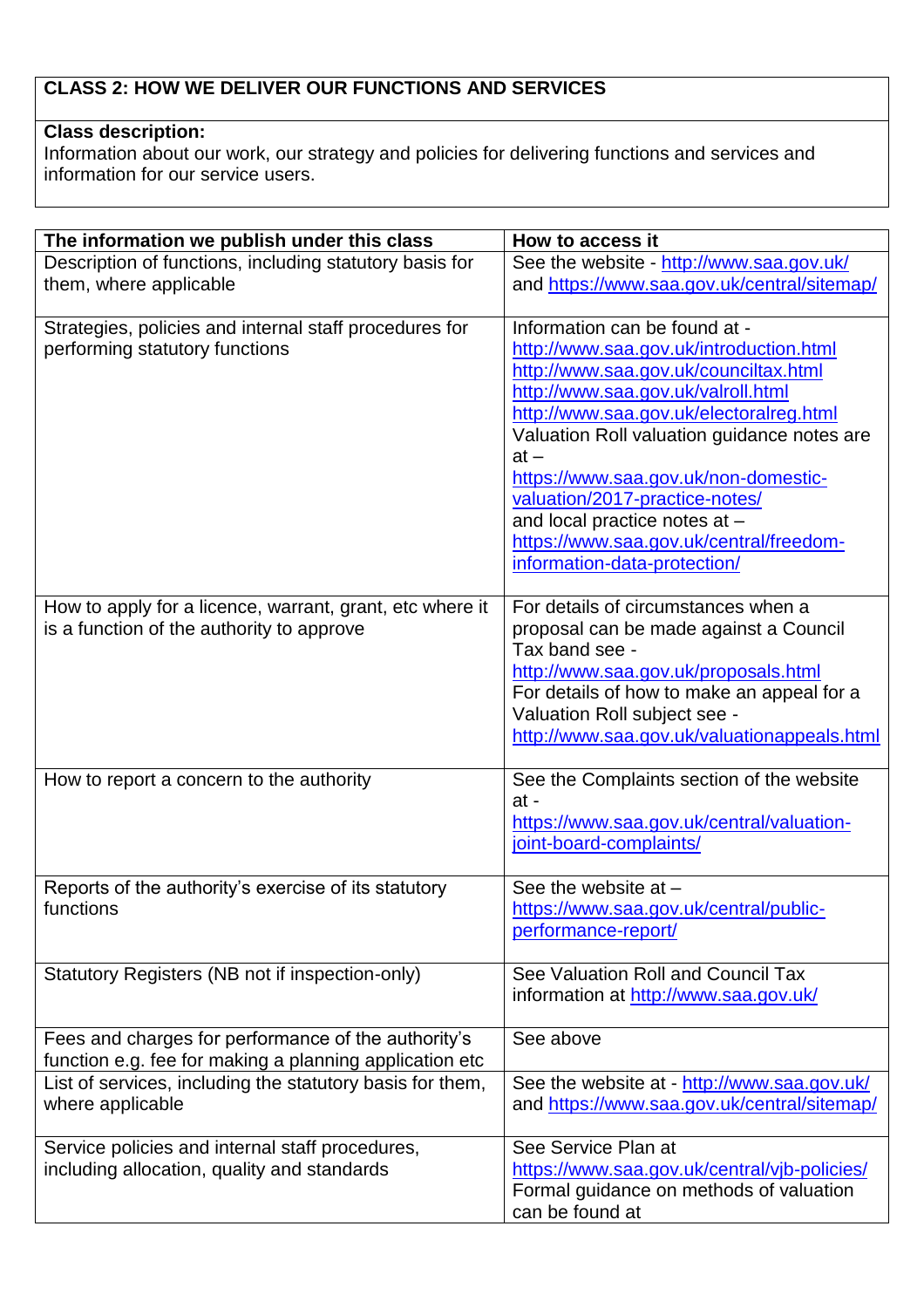## CLASS 2: HOW WE DELIVER OUR FUNCTIONS AND SERVICES

**Class description:**
Information about our work, our strategy and policies for delivering functions and services and information for our service users.

| The information we publish under this class | How to access it |
|---|---|
| Description of functions, including statutory basis for them, where applicable | See the website - http://www.saa.gov.uk/ and https://www.saa.gov.uk/central/sitemap/ |
| Strategies, policies and internal staff procedures for performing statutory functions | Information can be found at - http://www.saa.gov.uk/introduction.html http://www.saa.gov.uk/counciltax.html http://www.saa.gov.uk/valroll.html http://www.saa.gov.uk/electoralreg.html Valuation Roll valuation guidance notes are at – https://www.saa.gov.uk/non-domestic-valuation/2017-practice-notes/ and local practice notes at – https://www.saa.gov.uk/central/freedom-information-data-protection/ |
| How to apply for a licence, warrant, grant, etc where it is a function of the authority to approve | For details of circumstances when a proposal can be made against a Council Tax band see - http://www.saa.gov.uk/proposals.html For details of how to make an appeal for a Valuation Roll subject see - http://www.saa.gov.uk/valuationappeals.html |
| How to report a concern to the authority | See the Complaints section of the website at - https://www.saa.gov.uk/central/valuation-joint-board-complaints/ |
| Reports of the authority's exercise of its statutory functions | See the website at – https://www.saa.gov.uk/central/public-performance-report/ |
| Statutory Registers (NB not if inspection-only) | See Valuation Roll and Council Tax information at http://www.saa.gov.uk/ |
| Fees and charges for performance of the authority's function e.g. fee for making a planning application etc | See above |
| List of services, including the statutory basis for them, where applicable | See the website at - http://www.saa.gov.uk/ and https://www.saa.gov.uk/central/sitemap/ |
| Service policies and internal staff procedures, including allocation, quality and standards | See Service Plan at https://www.saa.gov.uk/central/vjb-policies/ Formal guidance on methods of valuation can be found at |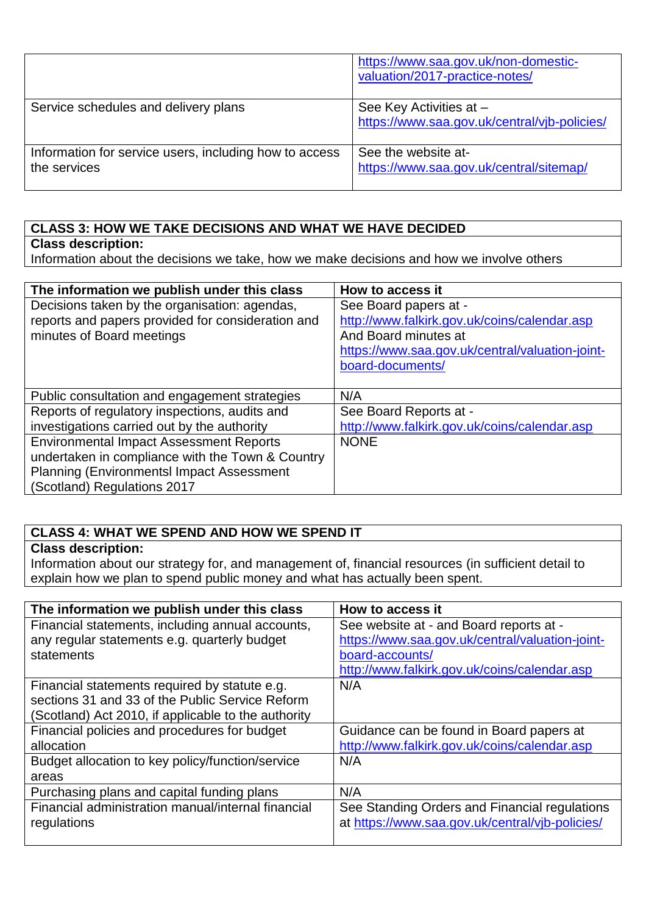| | |
|---|---|
| | https://www.saa.gov.uk/non-domestic-valuation/2017-practice-notes/ |
| Service schedules and delivery plans | See Key Activities at – https://www.saa.gov.uk/central/vjb-policies/ |
| Information for service users, including how to access the services | See the website at- https://www.saa.gov.uk/central/sitemap/ |

| CLASS 3: HOW WE TAKE DECISIONS AND WHAT WE HAVE DECIDED |
|---|
| **Class description:** Information about the decisions we take, how we make decisions and how we involve others |

| The information we publish under this class | How to access it |
|---|---|
| Decisions taken by the organisation: agendas, reports and papers provided for consideration and minutes of Board meetings | See Board papers at - http://www.falkirk.gov.uk/coins/calendar.asp And Board minutes at https://www.saa.gov.uk/central/valuation-joint-board-documents/ |
| Public consultation and engagement strategies | N/A |
| Reports of regulatory inspections, audits and investigations carried out by the authority | See Board Reports at - http://www.falkirk.gov.uk/coins/calendar.asp |
| Environmental Impact Assessment Reports undertaken in compliance with the Town & Country Planning (Environmentsl Impact Assessment (Scotland) Regulations 2017 | NONE |

| CLASS 4: WHAT WE SPEND AND HOW WE SPEND IT |
|---|
| **Class description:** Information about our strategy for, and management of, financial resources (in sufficient detail to explain how we plan to spend public money and what has actually been spent. |

| The information we publish under this class | How to access it |
|---|---|
| Financial statements, including annual accounts, any regular statements e.g. quarterly budget statements | See website at - and Board reports at - https://www.saa.gov.uk/central/valuation-joint-board-accounts/ http://www.falkirk.gov.uk/coins/calendar.asp |
| Financial statements required by statute e.g. sections 31 and 33 of the Public Service Reform (Scotland) Act 2010, if applicable to the authority | N/A |
| Financial policies and procedures for budget allocation | Guidance can be found in Board papers at http://www.falkirk.gov.uk/coins/calendar.asp |
| Budget allocation to key policy/function/service areas | N/A |
| Purchasing plans and capital funding plans | N/A |
| Financial administration manual/internal financial regulations | See Standing Orders and Financial regulations at https://www.saa.gov.uk/central/vjb-policies/ |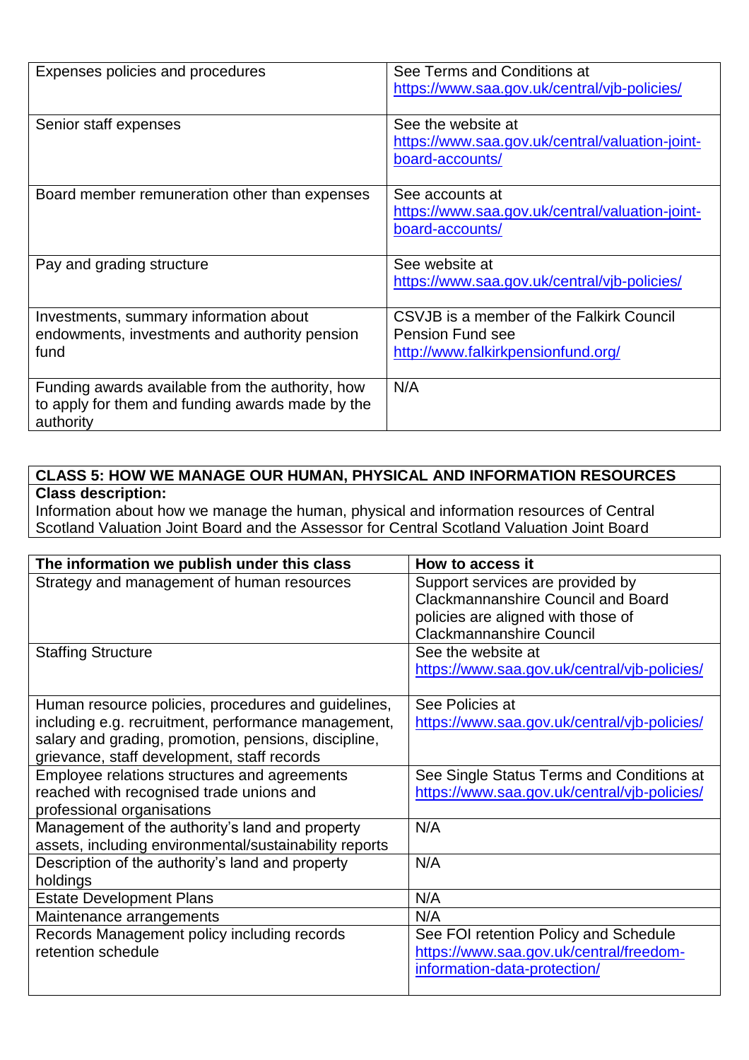| | |
|---|---|
| Expenses policies and procedures | See Terms and Conditions at https://www.saa.gov.uk/central/vjb-policies/ |
| Senior staff expenses | See the website at https://www.saa.gov.uk/central/valuation-joint-board-accounts/ |
| Board member remuneration other than expenses | See accounts at https://www.saa.gov.uk/central/valuation-joint-board-accounts/ |
| Pay and grading structure | See website at https://www.saa.gov.uk/central/vjb-policies/ |
| Investments, summary information about endowments, investments and authority pension fund | CSVJB is a member of the Falkirk Council Pension Fund see http://www.falkirkpensionfund.org/ |
| Funding awards available from the authority, how to apply for them and funding awards made by the authority | N/A |

**CLASS 5: HOW WE MANAGE OUR HUMAN, PHYSICAL AND INFORMATION RESOURCES**

**Class description:**

Information about how we manage the human, physical and information resources of Central Scotland Valuation Joint Board and the Assessor for Central Scotland Valuation Joint Board

| The information we publish under this class | How to access it |
|---|---|
| Strategy and management of human resources | Support services are provided by Clackmannanshire Council and Board policies are aligned with those of Clackmannanshire Council |
| Staffing Structure | See the website at https://www.saa.gov.uk/central/vjb-policies/ |
| Human resource policies, procedures and guidelines, including e.g. recruitment, performance management, salary and grading, promotion, pensions, discipline, grievance, staff development, staff records | See Policies at https://www.saa.gov.uk/central/vjb-policies/ |
| Employee relations structures and agreements reached with recognised trade unions and professional organisations | See Single Status Terms and Conditions at https://www.saa.gov.uk/central/vjb-policies/ |
| Management of the authority's land and property assets, including environmental/sustainability reports | N/A |
| Description of the authority's land and property holdings | N/A |
| Estate Development Plans | N/A |
| Maintenance arrangements | N/A |
| Records Management policy including records retention schedule | See FOI retention Policy and Schedule https://www.saa.gov.uk/central/freedom-information-data-protection/ |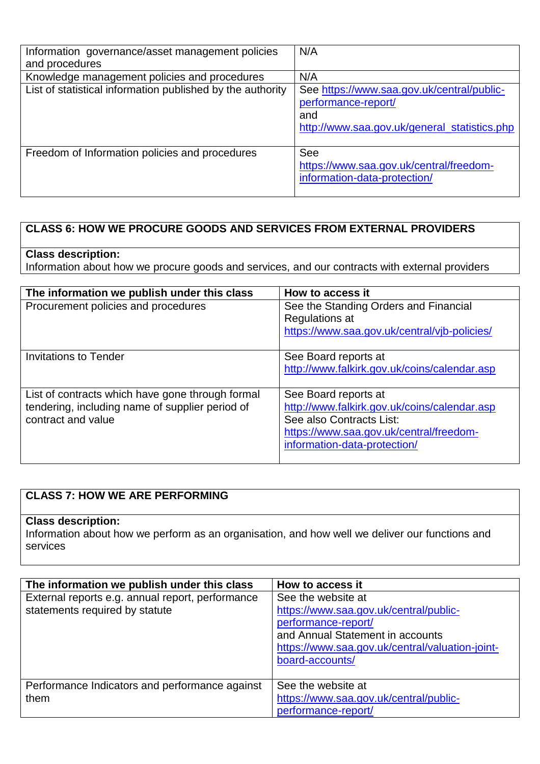| | |
|---|---|
| Information governance/asset management policies and procedures | N/A |
| Knowledge management policies and procedures | N/A |
| List of statistical information published by the authority | See https://www.saa.gov.uk/central/public-performance-report/ and http://www.saa.gov.uk/general_statistics.php |
| Freedom of Information policies and procedures | See https://www.saa.gov.uk/central/freedom-information-data-protection/ |

**CLASS 6: HOW WE PROCURE GOODS AND SERVICES FROM EXTERNAL PROVIDERS**

**Class description:**
Information about how we procure goods and services, and our contracts with external providers

| The information we publish under this class | How to access it |
|---|---|
| Procurement policies and procedures | See the Standing Orders and Financial Regulations at https://www.saa.gov.uk/central/vjb-policies/ |
| Invitations to Tender | See Board reports at http://www.falkirk.gov.uk/coins/calendar.asp |
| List of contracts which have gone through formal tendering, including name of supplier period of contract and value | See Board reports at http://www.falkirk.gov.uk/coins/calendar.asp See also Contracts List: https://www.saa.gov.uk/central/freedom-information-data-protection/ |

**CLASS 7: HOW WE ARE PERFORMING**

**Class description:**
Information about how we perform as an organisation, and how well we deliver our functions and services

| The information we publish under this class | How to access it |
|---|---|
| External reports e.g. annual report, performance statements required by statute | See the website at https://www.saa.gov.uk/central/public-performance-report/ and Annual Statement in accounts https://www.saa.gov.uk/central/valuation-joint-board-accounts/ |
| Performance Indicators and performance against them | See the website at https://www.saa.gov.uk/central/public-performance-report/ |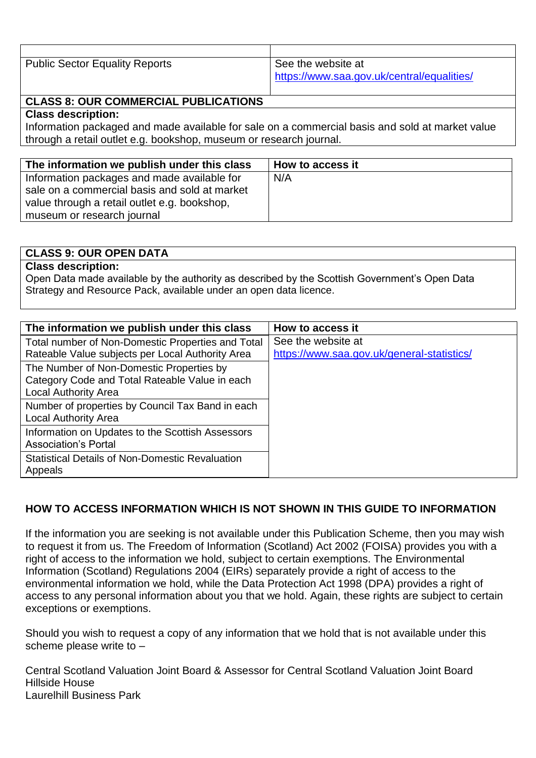| | |
|---|---|
| Public Sector Equality Reports | See the website at https://www.saa.gov.uk/central/equalities/ |

**CLASS 8: OUR COMMERCIAL PUBLICATIONS**

**Class description:**

Information packaged and made available for sale on a commercial basis and sold at market value through a retail outlet e.g. bookshop, museum or research journal.

| The information we publish under this class | How to access it |
|---|---|
| Information packages and made available for sale on a commercial basis and sold at market value through a retail outlet e.g. bookshop, museum or research journal | N/A |

**CLASS 9: OUR OPEN DATA**

**Class description:**

Open Data made available by the authority as described by the Scottish Government's Open Data Strategy and Resource Pack, available under an open data licence.

| The information we publish under this class | How to access it |
|---|---|
| Total number of Non-Domestic Properties and Total Rateable Value subjects per Local Authority Area | See the website at https://www.saa.gov.uk/general-statistics/ |
| The Number of Non-Domestic Properties by Category Code and Total Rateable Value in each Local Authority Area | |
| Number of properties by Council Tax Band in each Local Authority Area | |
| Information on Updates to the Scottish Assessors Association's Portal | |
| Statistical Details of Non-Domestic Revaluation Appeals | |

## HOW TO ACCESS INFORMATION WHICH IS NOT SHOWN IN THIS GUIDE TO INFORMATION

If the information you are seeking is not available under this Publication Scheme, then you may wish to request it from us. The Freedom of Information (Scotland) Act 2002 (FOISA) provides you with a right of access to the information we hold, subject to certain exemptions. The Environmental Information (Scotland) Regulations 2004 (EIRs) separately provide a right of access to the environmental information we hold, while the Data Protection Act 1998 (DPA) provides a right of access to any personal information about you that we hold. Again, these rights are subject to certain exceptions or exemptions.

Should you wish to request a copy of any information that we hold that is not available under this scheme please write to –

Central Scotland Valuation Joint Board & Assessor for Central Scotland Valuation Joint Board
Hillside House
Laurelhill Business Park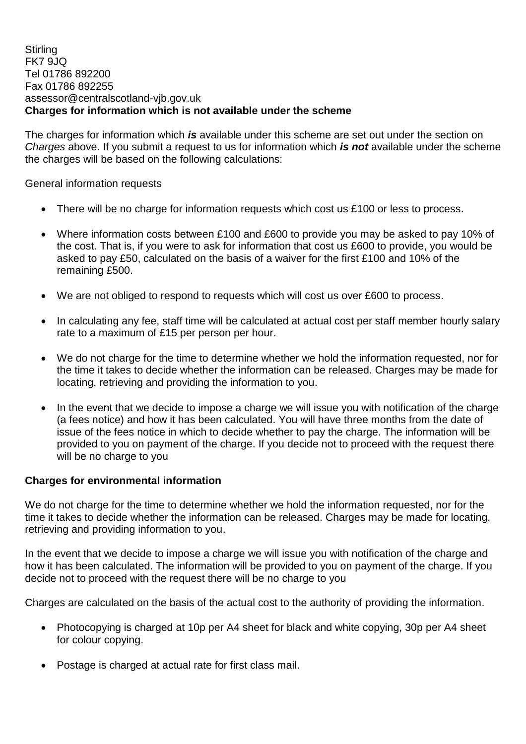Stirling
FK7 9JQ
Tel 01786 892200
Fax 01786 892255
assessor@centralscotland-vjb.gov.uk

**Charges for information which is not available under the scheme**

The charges for information which ***is*** available under this scheme are set out under the section on *Charges* above. If you submit a request to us for information which ***is not*** available under the scheme the charges will be based on the following calculations:

General information requests

- There will be no charge for information requests which cost us £100 or less to process.
- Where information costs between £100 and £600 to provide you may be asked to pay 10% of the cost. That is, if you were to ask for information that cost us £600 to provide, you would be asked to pay £50, calculated on the basis of a waiver for the first £100 and 10% of the remaining £500.
- We are not obliged to respond to requests which will cost us over £600 to process.
- In calculating any fee, staff time will be calculated at actual cost per staff member hourly salary rate to a maximum of £15 per person per hour.
- We do not charge for the time to determine whether we hold the information requested, nor for the time it takes to decide whether the information can be released. Charges may be made for locating, retrieving and providing the information to you.
- In the event that we decide to impose a charge we will issue you with notification of the charge (a fees notice) and how it has been calculated. You will have three months from the date of issue of the fees notice in which to decide whether to pay the charge. The information will be provided to you on payment of the charge. If you decide not to proceed with the request there will be no charge to you

**Charges for environmental information**

We do not charge for the time to determine whether we hold the information requested, nor for the time it takes to decide whether the information can be released. Charges may be made for locating, retrieving and providing information to you.

In the event that we decide to impose a charge we will issue you with notification of the charge and how it has been calculated. The information will be provided to you on payment of the charge. If you decide not to proceed with the request there will be no charge to you

Charges are calculated on the basis of the actual cost to the authority of providing the information.

- Photocopying is charged at 10p per A4 sheet for black and white copying, 30p per A4 sheet for colour copying.
- Postage is charged at actual rate for first class mail.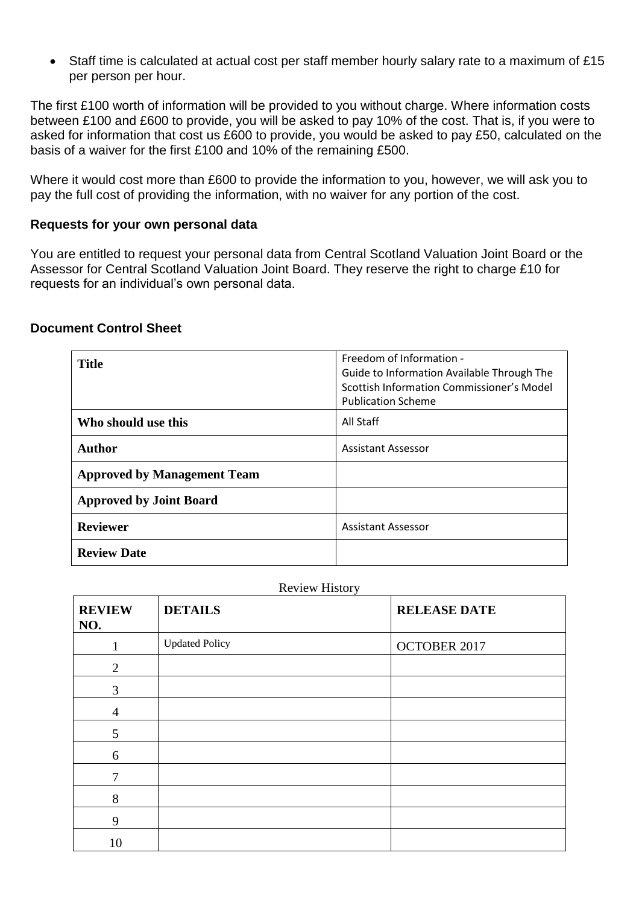- Staff time is calculated at actual cost per staff member hourly salary rate to a maximum of £15 per person per hour.

The first £100 worth of information will be provided to you without charge. Where information costs between £100 and £600 to provide, you will be asked to pay 10% of the cost. That is, if you were to asked for information that cost us £600 to provide, you would be asked to pay £50, calculated on the basis of a waiver for the first £100 and 10% of the remaining £500.

Where it would cost more than £600 to provide the information to you, however, we will ask you to pay the full cost of providing the information, with no waiver for any portion of the cost.

### Requests for your own personal data

You are entitled to request your personal data from Central Scotland Valuation Joint Board or the Assessor for Central Scotland Valuation Joint Board. They reserve the right to charge £10 for requests for an individual's own personal data.

### Document Control Sheet

| | |
|---|---|
| **Title** | Freedom of Information - Guide to Information Available Through The Scottish Information Commissioner's Model Publication Scheme |
| **Who should use this** | All Staff |
| **Author** | Assistant Assessor |
| **Approved by Management Team** | |
| **Approved by Joint Board** | |
| **Reviewer** | Assistant Assessor |
| **Review Date** | |

Review History

| REVIEW NO. | DETAILS | RELEASE DATE |
|---|---|---|
| 1 | Updated Policy | OCTOBER 2017 |
| 2 | | |
| 3 | | |
| 4 | | |
| 5 | | |
| 6 | | |
| 7 | | |
| 8 | | |
| 9 | | |
| 10 | | |